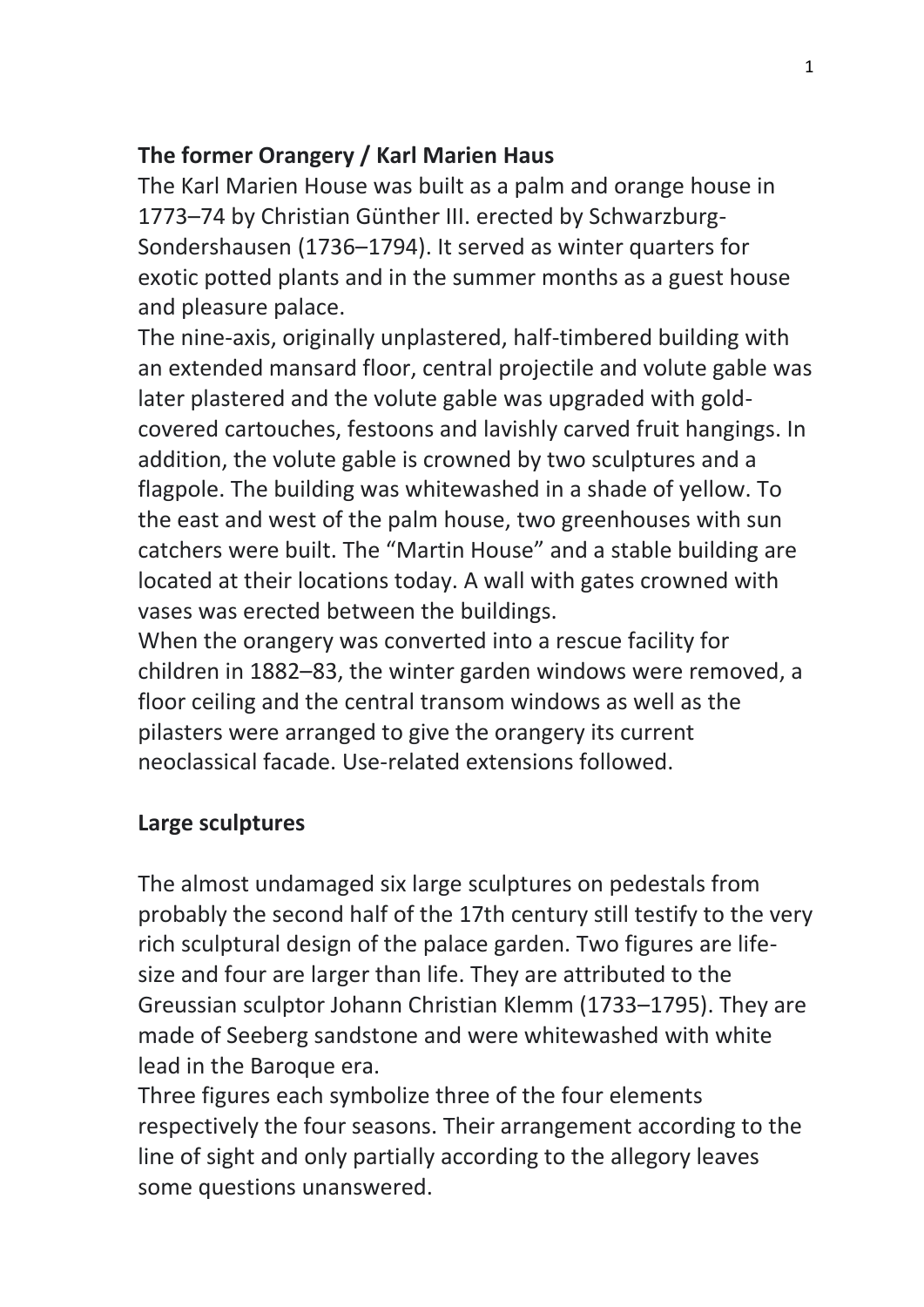**The former Orangery / Karl Marien Haus**

The Karl Marien House was built as a palm and orange house in 1773–74 by Christian Günther III. erected by Schwarzburg-Sondershausen (1736–1794). It served as winter quarters for exotic potted plants and in the summer months as a guest house and pleasure palace.

The nine-axis, originally unplastered, half-timbered building with an extended mansard floor, central projectile and volute gable was later plastered and the volute gable was upgraded with gold-covered cartouches, festoons and lavishly carved fruit hangings. In addition, the volute gable is crowned by two sculptures and a flagpole. The building was whitewashed in a shade of yellow. To the east and west of the palm house, two greenhouses with sun catchers were built. The "Martin House" and a stable building are located at their locations today. A wall with gates crowned with vases was erected between the buildings.

When the orangery was converted into a rescue facility for children in 1882–83, the winter garden windows were removed, a floor ceiling and the central transom windows as well as the pilasters were arranged to give the orangery its current neoclassical facade. Use-related extensions followed.

**Large sculptures**

The almost undamaged six large sculptures on pedestals from probably the second half of the 17th century still testify to the very rich sculptural design of the palace garden. Two figures are life-size and four are larger than life. They are attributed to the Greussian sculptor Johann Christian Klemm (1733–1795). They are made of Seeberg sandstone and were whitewashed with white lead in the Baroque era.

Three figures each symbolize three of the four elements respectively the four seasons. Their arrangement according to the line of sight and only partially according to the allegory leaves some questions unanswered.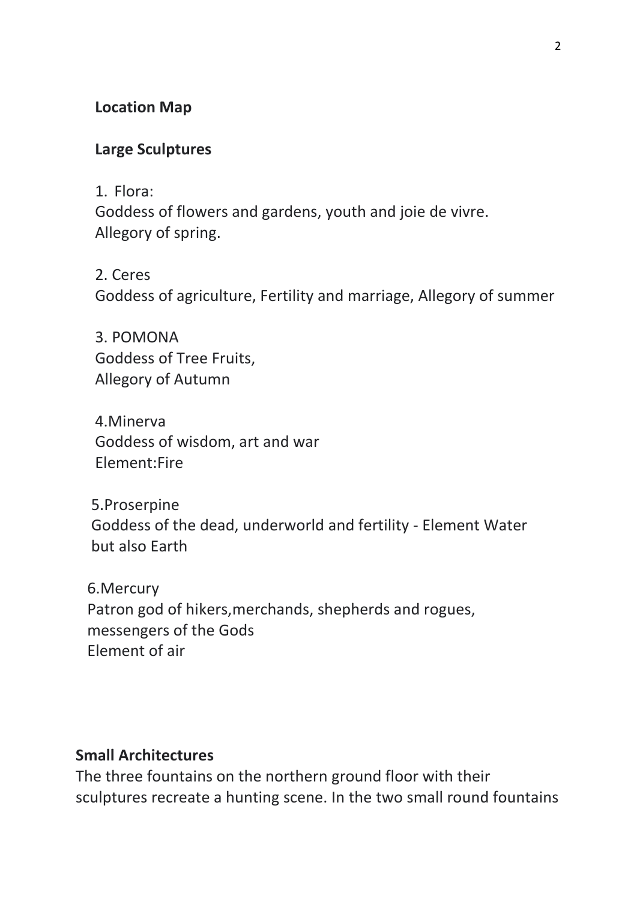**Location Map**

**Large Sculptures**

1. Flora:
Goddess of flowers and gardens, youth and joie de vivre.
Allegory of spring.

2. Ceres
Goddess of agriculture, Fertility and marriage, Allegory of summer

3. POMONA
Goddess of Tree Fruits,
Allegory of Autumn

4.Minerva
Goddess of wisdom, art and war
Element:Fire

5.Proserpine
Goddess of the dead, underworld and fertility - Element Water but also Earth

6.Mercury
Patron god of hikers,merchands, shepherds and rogues, messengers of the Gods
Element of air

**Small Architectures**

The three fountains on the northern ground floor with their sculptures recreate a hunting scene. In the two small round fountains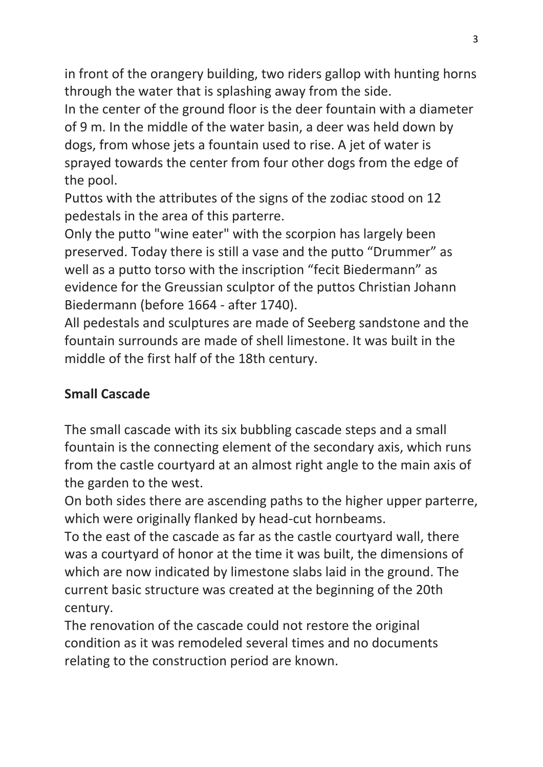in front of the orangery building, two riders gallop with hunting horns through the water that is splashing away from the side.

In the center of the ground floor is the deer fountain with a diameter of 9 m. In the middle of the water basin, a deer was held down by dogs, from whose jets a fountain used to rise. A jet of water is sprayed towards the center from four other dogs from the edge of the pool.

Puttos with the attributes of the signs of the zodiac stood on 12 pedestals in the area of this parterre.

Only the putto "wine eater" with the scorpion has largely been preserved. Today there is still a vase and the putto “Drummer” as well as a putto torso with the inscription “fecit Biedermann” as evidence for the Greussian sculptor of the puttos Christian Johann Biedermann (before 1664 - after 1740).

All pedestals and sculptures are made of Seeberg sandstone and the fountain surrounds are made of shell limestone. It was built in the middle of the first half of the 18th century.

**Small Cascade**

The small cascade with its six bubbling cascade steps and a small fountain is the connecting element of the secondary axis, which runs from the castle courtyard at an almost right angle to the main axis of the garden to the west.

On both sides there are ascending paths to the higher upper parterre, which were originally flanked by head-cut hornbeams.

To the east of the cascade as far as the castle courtyard wall, there was a courtyard of honor at the time it was built, the dimensions of which are now indicated by limestone slabs laid in the ground. The current basic structure was created at the beginning of the 20th century.

The renovation of the cascade could not restore the original condition as it was remodeled several times and no documents relating to the construction period are known.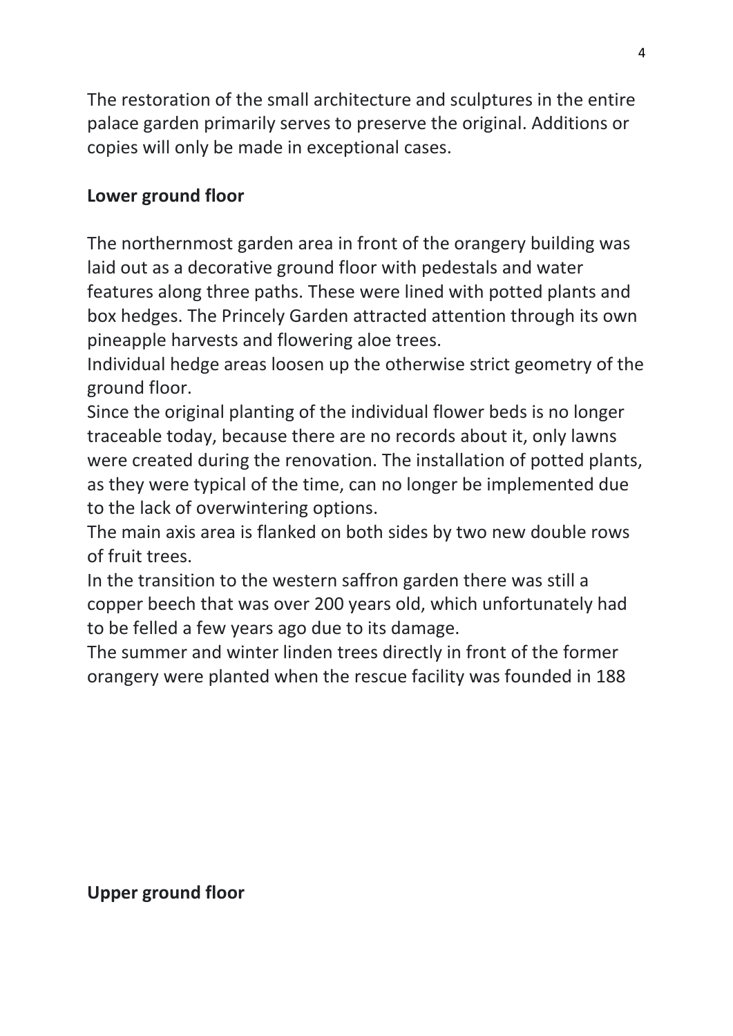The restoration of the small architecture and sculptures in the entire palace garden primarily serves to preserve the original. Additions or copies will only be made in exceptional cases.

**Lower ground floor**

The northernmost garden area in front of the orangery building was laid out as a decorative ground floor with pedestals and water features along three paths. These were lined with potted plants and box hedges. The Princely Garden attracted attention through its own pineapple harvests and flowering aloe trees.
Individual hedge areas loosen up the otherwise strict geometry of the ground floor.
Since the original planting of the individual flower beds is no longer traceable today, because there are no records about it, only lawns were created during the renovation. The installation of potted plants, as they were typical of the time, can no longer be implemented due to the lack of overwintering options.
The main axis area is flanked on both sides by two new double rows of fruit trees.
In the transition to the western saffron garden there was still a copper beech that was over 200 years old, which unfortunately had to be felled a few years ago due to its damage.
The summer and winter linden trees directly in front of the former orangery were planted when the rescue facility was founded in 188

**Upper ground floor**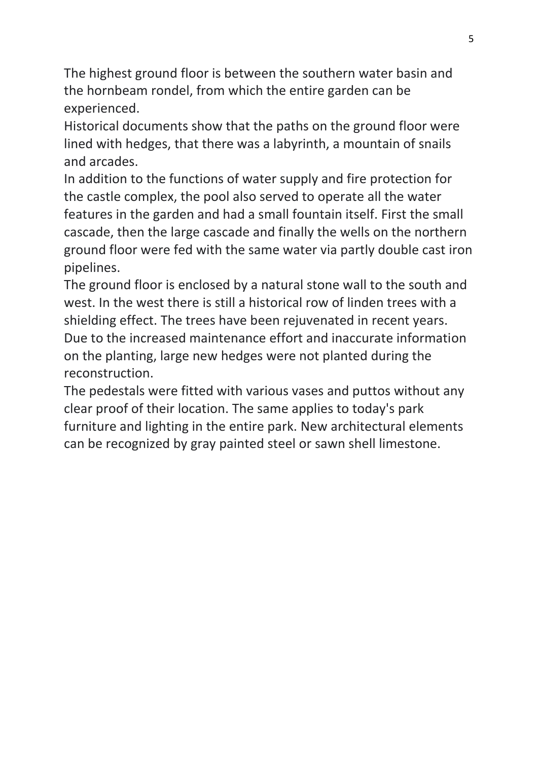The highest ground floor is between the southern water basin and the hornbeam rondel, from which the entire garden can be experienced.

Historical documents show that the paths on the ground floor were lined with hedges, that there was a labyrinth, a mountain of snails and arcades.

In addition to the functions of water supply and fire protection for the castle complex, the pool also served to operate all the water features in the garden and had a small fountain itself. First the small cascade, then the large cascade and finally the wells on the northern ground floor were fed with the same water via partly double cast iron pipelines.

The ground floor is enclosed by a natural stone wall to the south and west. In the west there is still a historical row of linden trees with a shielding effect. The trees have been rejuvenated in recent years.

Due to the increased maintenance effort and inaccurate information on the planting, large new hedges were not planted during the reconstruction.

The pedestals were fitted with various vases and puttos without any clear proof of their location. The same applies to today's park furniture and lighting in the entire park. New architectural elements can be recognized by gray painted steel or sawn shell limestone.